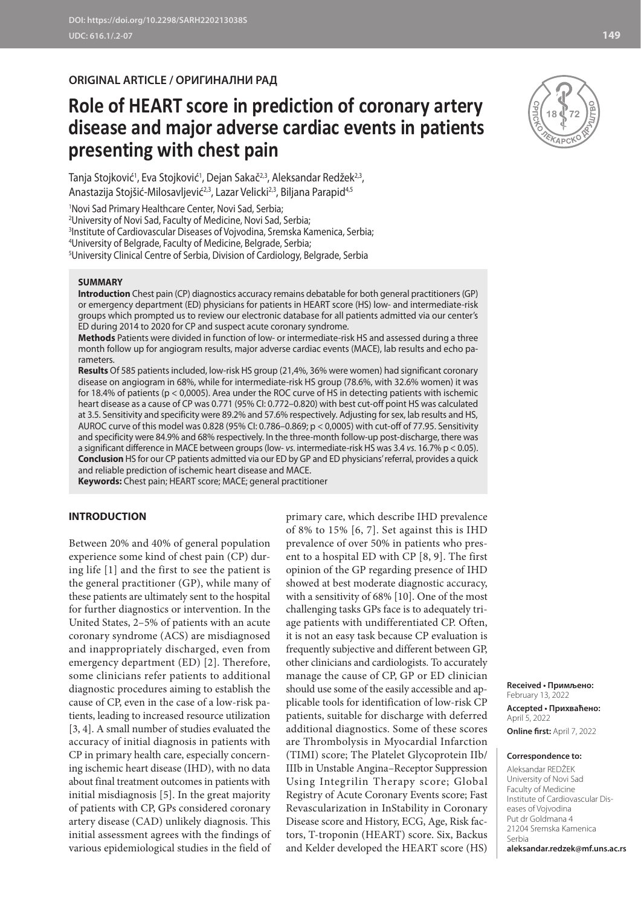ORIGINAL ARTICLE / ОРИГИНАЛНИ РАД

# Role of HEART score in prediction of coronary artery disease and major adverse cardiac events in patients presenting with chest pain

Tanja Stojković[1], Eva Stojković[1], Dejan Sakač[2,3], Aleksandar Redžek[2,3], Anastazija Stojšić-Milosavljević[2,3], Lazar Velicki[2,3], Biljana Parapid[4,5]

[1]Novi Sad Primary Healthcare Center, Novi Sad, Serbia;
[2]University of Novi Sad, Faculty of Medicine, Novi Sad, Serbia;
[3]Institute of Cardiovascular Diseases of Vojvodina, Sremska Kamenica, Serbia;
[4]University of Belgrade, Faculty of Medicine, Belgrade, Serbia;
[5]University Clinical Centre of Serbia, Division of Cardiology, Belgrade, Serbia

## SUMMARY

**Introduction** Chest pain (CP) diagnostics accuracy remains debatable for both general practitioners (GP) or emergency department (ED) physicians for patients in HEART score (HS) low- and intermediate-risk groups which prompted us to review our electronic database for all patients admitted via our center's ED during 2014 to 2020 for CP and suspect acute coronary syndrome.

**Methods** Patients were divided in function of low- or intermediate-risk HS and assessed during a three month follow up for angiogram results, major adverse cardiac events (MACE), lab results and echo parameters.

**Results** Of 585 patients included, low-risk HS group (21,4%, 36% were women) had significant coronary disease on angiogram in 68%, while for intermediate-risk HS group (78.6%, with 32.6% women) it was for 18.4% of patients ($p < 0,0005$). Area under the ROC curve of HS in detecting patients with ischemic heart disease as a cause of CP was 0.771 (95% CI: 0.772–0.820) with best cut-off point HS was calculated at 3.5. Sensitivity and specificity were 89.2% and 57.6% respectively. Adjusting for sex, lab results and HS, AUROC curve of this model was 0.828 (95% CI: 0.786–0.869; $p < 0,0005$) with cut-off of 77.95. Sensitivity and specificity were 84.9% and 68% respectively. In the three-month follow-up post-discharge, there was a significant difference in MACE between groups (low- *vs.* intermediate-risk HS was 3.4 *vs.* 16.7% $p < 0.05$).

**Conclusion** HS for our CP patients admitted via our ED by GP and ED physicians' referral, provides a quick and reliable prediction of ischemic heart disease and MACE.

**Keywords:** Chest pain; HEART score; MACE; general practitioner

## INTRODUCTION

Between 20% and 40% of general population experience some kind of chest pain (CP) during life [1] and the first to see the patient is the general practitioner (GP), while many of these patients are ultimately sent to the hospital for further diagnostics or intervention. In the United States, 2–5% of patients with an acute coronary syndrome (ACS) are misdiagnosed and inappropriately discharged, even from emergency department (ED) [2]. Therefore, some clinicians refer patients to additional diagnostic procedures aiming to establish the cause of CP, even in the case of a low-risk patients, leading to increased resource utilization [3, 4]. A small number of studies evaluated the accuracy of initial diagnosis in patients with CP in primary health care, especially concerning ischemic heart disease (IHD), with no data about final treatment outcomes in patients with initial misdiagnosis [5]. In the great majority of patients with CP, GPs considered coronary artery disease (CAD) unlikely diagnosis. This initial assessment agrees with the findings of various epidemiological studies in the field of primary care, which describe IHD prevalence of 8% to 15% [6, 7]. Set against this is IHD prevalence of over 50% in patients who present to a hospital ED with CP [8, 9]. The first opinion of the GP regarding presence of IHD showed at best moderate diagnostic accuracy, with a sensitivity of 68% [10]. One of the most challenging tasks GPs face is to adequately triage patients with undifferentiated CP. Often, it is not an easy task because CP evaluation is frequently subjective and different between GP, other clinicians and cardiologists. To accurately manage the cause of CP, GP or ED clinician should use some of the easily accessible and applicable tools for identification of low-risk CP patients, suitable for discharge with deferred additional diagnostics. Some of these scores are Thrombolysis in Myocardial Infarction (TIMI) score; The Platelet Glycoprotein IIb/IIIb in Unstable Angina–Receptor Suppression Using Integrilin Therapy score; Global Registry of Acute Coronary Events score; Fast Revascularization in InStability in Coronary Disease score and History, ECG, Age, Risk factors, T-troponin (HEART) score. Six, Backus and Kelder developed the HEART score (HS)

**Received • Примљено:** February 13, 2022
**Accepted • Прихваћено:** April 5, 2022
**Online first:** April 7, 2022

**Correspondence to:**
Aleksandar REDŽEK
University of Novi Sad
Faculty of Medicine
Institute of Cardiovascular Diseases of Vojvodina
Put dr Goldmana 4
21204 Sremska Kamenica
Serbia
**aleksandar.redzek@mf.uns.ac.rs**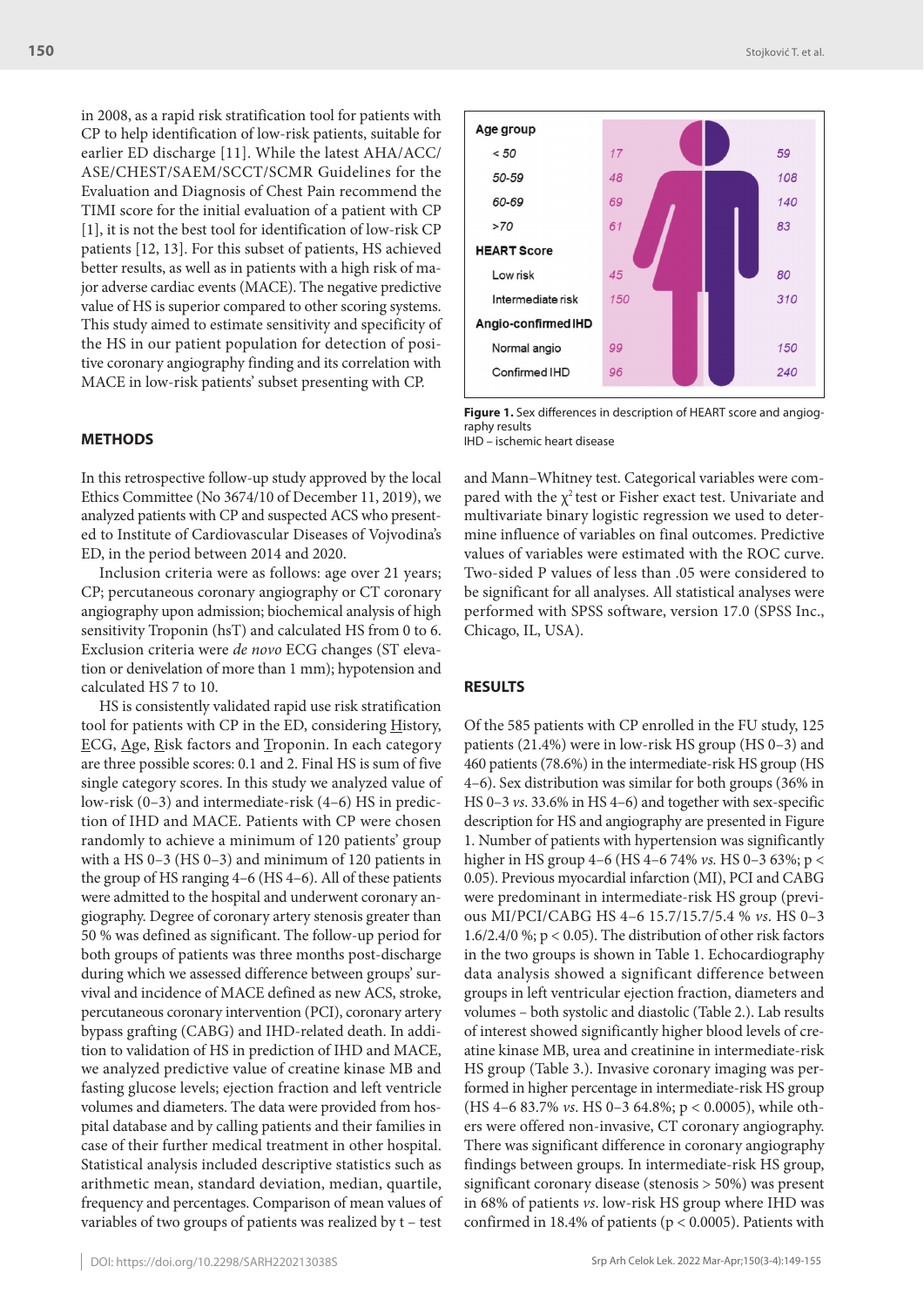in 2008, as a rapid risk stratification tool for patients with CP to help identification of low-risk patients, suitable for earlier ED discharge [11]. While the latest AHA/ACC/ASE/CHEST/SAEM/SCCT/SCMR Guidelines for the Evaluation and Diagnosis of Chest Pain recommend the TIMI score for the initial evaluation of a patient with CP [1], it is not the best tool for identification of low-risk CP patients [12, 13]. For this subset of patients, HS achieved better results, as well as in patients with a high risk of major adverse cardiac events (MACE). The negative predictive value of HS is superior compared to other scoring systems. This study aimed to estimate sensitivity and specificity of the HS in our patient population for detection of positive coronary angiography finding and its correlation with MACE in low-risk patients' subset presenting with CP.

## METHODS

In this retrospective follow-up study approved by the local Ethics Committee (No 3674/10 of December 11, 2019), we analyzed patients with CP and suspected ACS who presented to Institute of Cardiovascular Diseases of Vojvodina's ED, in the period between 2014 and 2020.

Inclusion criteria were as follows: age over 21 years; CP; percutaneous coronary angiography or CT coronary angiography upon admission; biochemical analysis of high sensitivity Troponin (hsT) and calculated HS from 0 to 6. Exclusion criteria were *de novo* ECG changes (ST elevation or denivelation of more than 1 mm); hypotension and calculated HS 7 to 10.

HS is consistently validated rapid use risk stratification tool for patients with CP in the ED, considering History, ECG, Age, Risk factors and Troponin. In each category are three possible scores: 0.1 and 2. Final HS is sum of five single category scores. In this study we analyzed value of low-risk (0–3) and intermediate-risk (4–6) HS in prediction of IHD and MACE. Patients with CP were chosen randomly to achieve a minimum of 120 patients' group with a HS 0–3 (HS 0–3) and minimum of 120 patients in the group of HS ranging 4–6 (HS 4–6). All of these patients were admitted to the hospital and underwent coronary angiography. Degree of coronary artery stenosis greater than 50 % was defined as significant. The follow-up period for both groups of patients was three months post-discharge during which we assessed difference between groups' survival and incidence of MACE defined as new ACS, stroke, percutaneous coronary intervention (PCI), coronary artery bypass grafting (CABG) and IHD-related death. In addition to validation of HS in prediction of IHD and MACE, we analyzed predictive value of creatine kinase MB and fasting glucose levels; ejection fraction and left ventricle volumes and diameters. The data were provided from hospital database and by calling patients and their families in case of their further medical treatment in other hospital. Statistical analysis included descriptive statistics such as arithmetic mean, standard deviation, median, quartile, frequency and percentages. Comparison of mean values of variables of two groups of patients was realized by t – test and Mann–Whitney test. Categorical variables were compared with the $\chi^2$ test or Fisher exact test. Univariate and multivariate binary logistic regression we used to determine influence of variables on final outcomes. Predictive values of variables were estimated with the ROC curve. Two-sided P values of less than .05 were considered to be significant for all analyses. All statistical analyses were performed with SPSS software, version 17.0 (SPSS Inc., Chicago, IL, USA).

| | Female | Male |
|---|---|---|
| **Age group** | | |
| < 50 | 17 | 59 |
| 50-59 | 48 | 108 |
| 60-69 | 69 | 140 |
| >70 | 61 | 83 |
| **HEART Score** | | |
| Low risk | 45 | 80 |
| Intermediate risk | 150 | 310 |
| **Angio-confirmed IHD** | | |
| Normal angio | 99 | 150 |
| Confirmed IHD | 96 | 240 |

**Figure 1.** Sex differences in description of HEART score and angiography results
IHD – ischemic heart disease

## RESULTS

Of the 585 patients with CP enrolled in the FU study, 125 patients (21.4%) were in low-risk HS group (HS 0–3) and 460 patients (78.6%) in the intermediate-risk HS group (HS 4–6). Sex distribution was similar for both groups (36% in HS 0–3 *vs*. 33.6% in HS 4–6) and together with sex-specific description for HS and angiography are presented in Figure 1. Number of patients with hypertension was significantly higher in HS group 4–6 (HS 4–6 74% *vs.* HS 0–3 63%; $p < 0.05$). Previous myocardial infarction (MI), PCI and CABG were predominant in intermediate-risk HS group (previous MI/PCI/CABG HS 4–6 15.7/15.7/5.4 % *vs*. HS 0–3 1.6/2.4/0 %; $p < 0.05$). The distribution of other risk factors in the two groups is shown in Table 1. Echocardiography data analysis showed a significant difference between groups in left ventricular ejection fraction, diameters and volumes – both systolic and diastolic (Table 2.). Lab results of interest showed significantly higher blood levels of creatine kinase MB, urea and creatinine in intermediate-risk HS group (Table 3.). Invasive coronary imaging was performed in higher percentage in intermediate-risk HS group (HS 4–6 83.7% *vs*. HS 0–3 64.8%; $p < 0.0005$), while others were offered non-invasive, CT coronary angiography. There was significant difference in coronary angiography findings between groups. In intermediate-risk HS group, significant coronary disease (stenosis > 50%) was present in 68% of patients *vs*. low-risk HS group where IHD was confirmed in 18.4% of patients ($p < 0.0005$). Patients with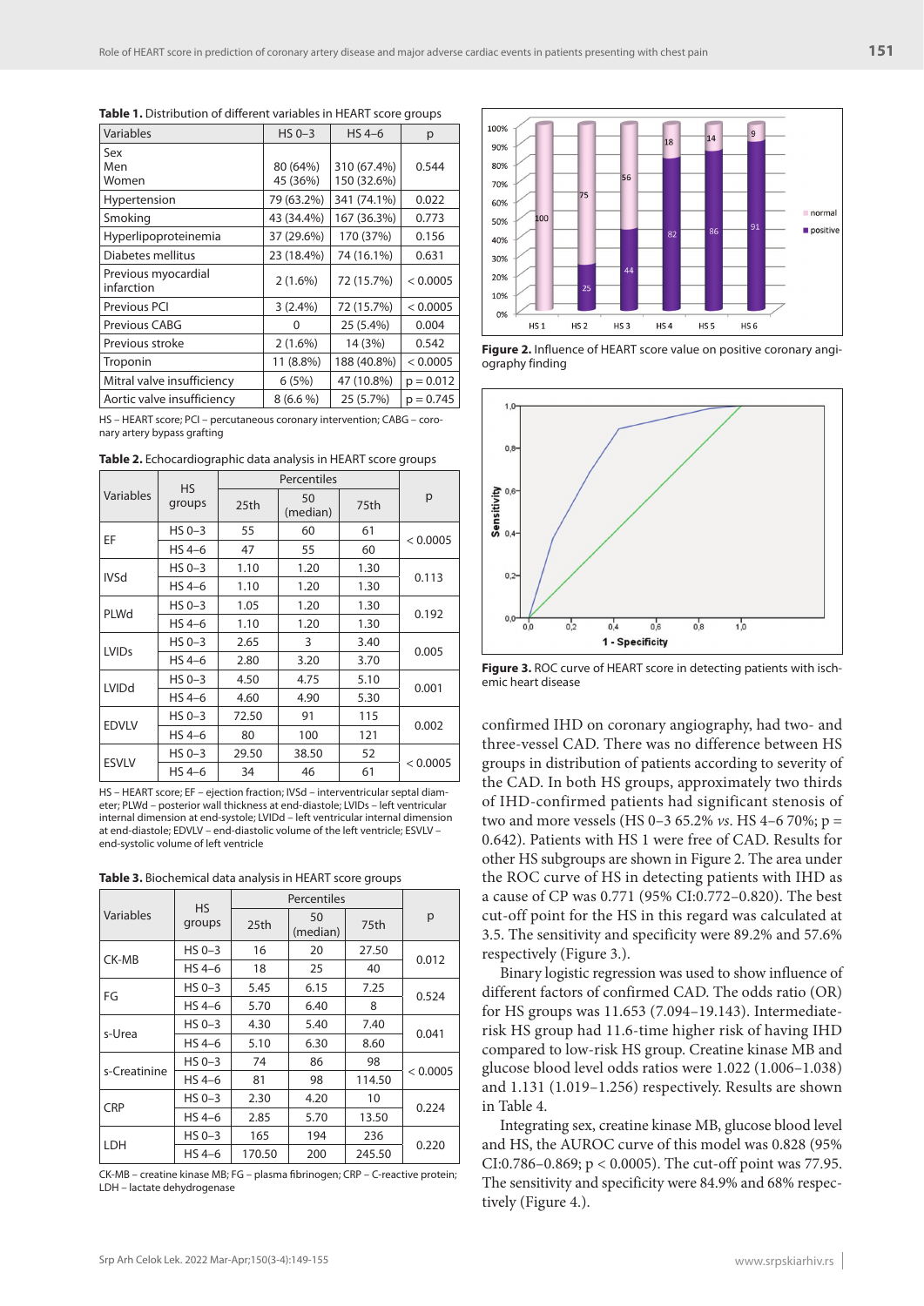**Table 1.** Distribution of different variables in HEART score groups

| Variables | HS 0–3 | HS 4–6 | p |
|---|---|---|---|
| Sex<br>Men<br>Women | <br>80 (64%)<br>45 (36%) | <br>310 (67.4%)<br>150 (32.6%) | 0.544 |
| Hypertension | 79 (63.2%) | 341 (74.1%) | 0.022 |
| Smoking | 43 (34.4%) | 167 (36.3%) | 0.773 |
| Hyperlipoproteinemia | 37 (29.6%) | 170 (37%) | 0.156 |
| Diabetes mellitus | 23 (18.4%) | 74 (16.1%) | 0.631 |
| Previous myocardial infarction | 2 (1.6%) | 72 (15.7%) | < 0.0005 |
| Previous PCI | 3 (2.4%) | 72 (15.7%) | < 0.0005 |
| Previous CABG | 0 | 25 (5.4%) | 0.004 |
| Previous stroke | 2 (1.6%) | 14 (3%) | 0.542 |
| Troponin | 11 (8.8%) | 188 (40.8%) | < 0.0005 |
| Mitral valve insufficiency | 6 (5%) | 47 (10.8%) | p = 0.012 |
| Aortic valve insufficiency | 8 (6.6 %) | 25 (5.7%) | p = 0.745 |

HS – HEART score; PCI – percutaneous coronary intervention; CABG – coronary artery bypass grafting

**Table 2.** Echocardiographic data analysis in HEART score groups

| Variables | HS groups | Percentiles | | | p |
|---|---|---|---|---|---|
| | | 25th | 50 (median) | 75th | |
| EF | HS 0–3 | 55 | 60 | 61 | < 0.0005 |
| | HS 4–6 | 47 | 55 | 60 | |
| IVSd | HS 0–3 | 1.10 | 1.20 | 1.30 | 0.113 |
| | HS 4–6 | 1.10 | 1.20 | 1.30 | |
| PLWd | HS 0–3 | 1.05 | 1.20 | 1.30 | 0.192 |
| | HS 4–6 | 1.10 | 1.20 | 1.30 | |
| LVIDs | HS 0–3 | 2.65 | 3 | 3.40 | 0.005 |
| | HS 4–6 | 2.80 | 3.20 | 3.70 | |
| LVIDd | HS 0–3 | 4.50 | 4.75 | 5.10 | 0.001 |
| | HS 4–6 | 4.60 | 4.90 | 5.30 | |
| EDVLV | HS 0–3 | 72.50 | 91 | 115 | 0.002 |
| | HS 4–6 | 80 | 100 | 121 | |
| ESVLV | HS 0–3 | 29.50 | 38.50 | 52 | < 0.0005 |
| | HS 4–6 | 34 | 46 | 61 | |

HS – HEART score; EF – ejection fraction; IVSd – interventricular septal diameter; PLWd – posterior wall thickness at end-diastole; LVIDs – left ventricular internal dimension at end-systole; LVIDd – left ventricular internal dimension at end-diastole; EDVLV – end-diastolic volume of the left ventricle; ESVLV – end-systolic volume of left ventricle

**Table 3.** Biochemical data analysis in HEART score groups

| Variables | HS groups | Percentiles | | | p |
|---|---|---|---|---|---|
| | | 25th | 50 (median) | 75th | |
| CK-MB | HS 0–3 | 16 | 20 | 27.50 | 0.012 |
| | HS 4–6 | 18 | 25 | 40 | |
| FG | HS 0–3 | 5.45 | 6.15 | 7.25 | 0.524 |
| | HS 4–6 | 5.70 | 6.40 | 8 | |
| s-Urea | HS 0–3 | 4.30 | 5.40 | 7.40 | 0.041 |
| | HS 4–6 | 5.10 | 6.30 | 8.60 | |
| s-Creatinine | HS 0–3 | 74 | 86 | 98 | < 0.0005 |
| | HS 4–6 | 81 | 98 | 114.50 | |
| CRP | HS 0–3 | 2.30 | 4.20 | 10 | 0.224 |
| | HS 4–6 | 2.85 | 5.70 | 13.50 | |
| LDH | HS 0–3 | 165 | 194 | 236 | 0.220 |
| | HS 4–6 | 170.50 | 200 | 245.50 | |

CK-MB – creatine kinase MB; FG – plasma fibrinogen; CRP – C-reactive protein; LDH – lactate dehydrogenase

**Figure 2.** Influence of HEART score value on positive coronary angiography finding

**Figure 3.** ROC curve of HEART score in detecting patients with ischemic heart disease

confirmed IHD on coronary angiography, had two- and three-vessel CAD. There was no difference between HS groups in distribution of patients according to severity of the CAD. In both HS groups, approximately two thirds of IHD-confirmed patients had significant stenosis of two and more vessels (HS 0–3 65.2% *vs*. HS 4–6 70%; p = 0.642). Patients with HS 1 were free of CAD. Results for other HS subgroups are shown in Figure 2. The area under the ROC curve of HS in detecting patients with IHD as a cause of CP was 0.771 (95% CI:0.772–0.820). The best cut-off point for the HS in this regard was calculated at 3.5. The sensitivity and specificity were 89.2% and 57.6% respectively (Figure 3.).

Binary logistic regression was used to show influence of different factors of confirmed CAD. The odds ratio (OR) for HS groups was 11.653 (7.094–19.143). Intermediate-risk HS group had 11.6-time higher risk of having IHD compared to low-risk HS group. Creatine kinase MB and glucose blood level odds ratios were 1.022 (1.006–1.038) and 1.131 (1.019–1.256) respectively. Results are shown in Table 4.

Integrating sex, creatine kinase MB, glucose blood level and HS, the AUROC curve of this model was 0.828 (95% CI:0.786–0.869; p < 0.0005). The cut-off point was 77.95. The sensitivity and specificity were 84.9% and 68% respectively (Figure 4.).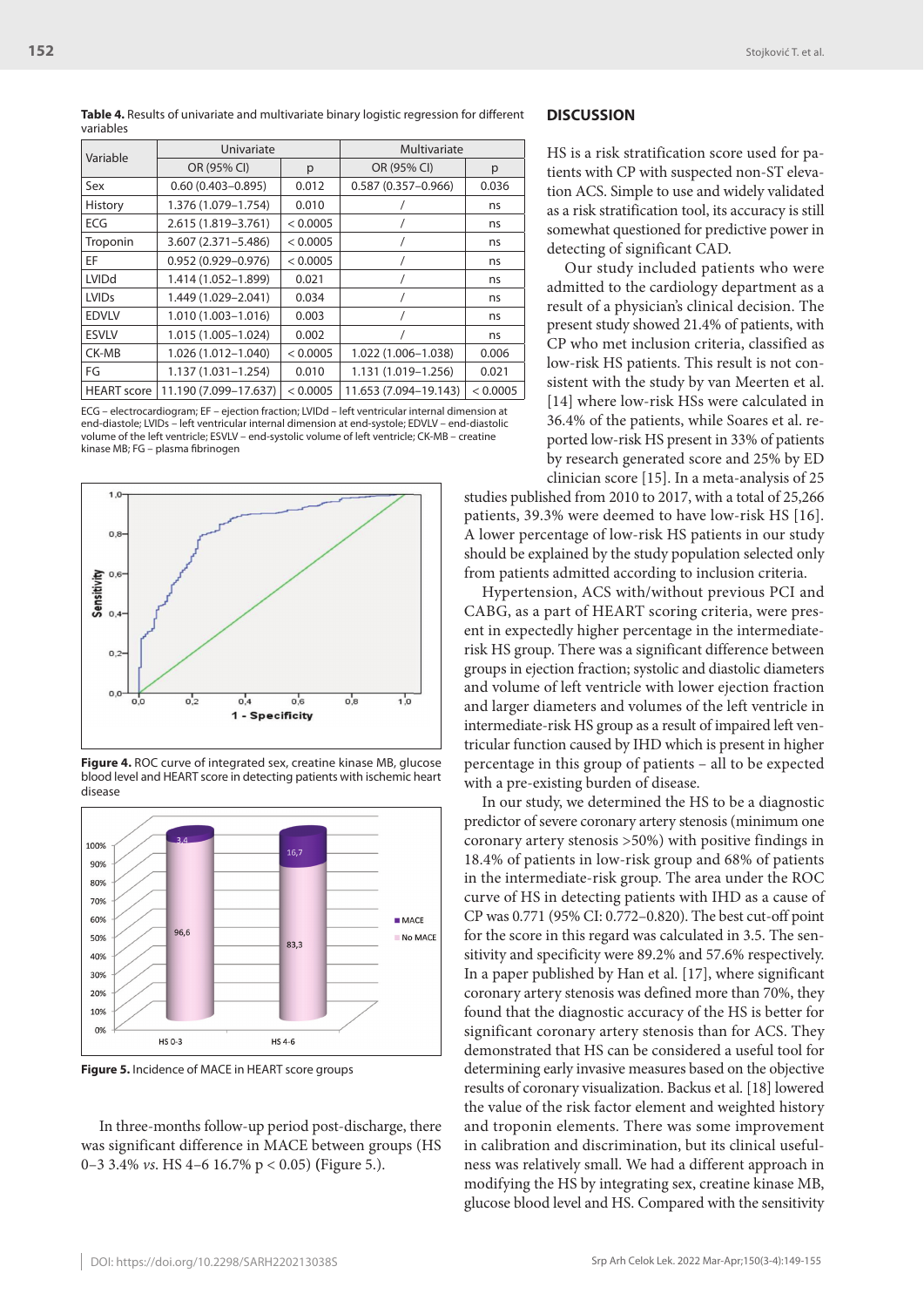**Table 4.** Results of univariate and multivariate binary logistic regression for different variables

| Variable | Univariate | | Multivariate | |
|---|---|---|---|---|
| | OR (95% CI) | p | OR (95% CI) | p |
| Sex | 0.60 (0.403–0.895) | 0.012 | 0.587 (0.357–0.966) | 0.036 |
| History | 1.376 (1.079–1.754) | 0.010 | / | ns |
| ECG | 2.615 (1.819–3.761) | < 0.0005 | / | ns |
| Troponin | 3.607 (2.371–5.486) | < 0.0005 | / | ns |
| EF | 0.952 (0.929–0.976) | < 0.0005 | / | ns |
| LVIDd | 1.414 (1.052–1.899) | 0.021 | / | ns |
| LVIDs | 1.449 (1.029–2.041) | 0.034 | / | ns |
| EDVLV | 1.010 (1.003–1.016) | 0.003 | / | ns |
| ESVLV | 1.015 (1.005–1.024) | 0.002 | / | ns |
| CK-MB | 1.026 (1.012–1.040) | < 0.0005 | 1.022 (1.006–1.038) | 0.006 |
| FG | 1.137 (1.031–1.254) | 0.010 | 1.131 (1.019–1.256) | 0.021 |
| HEART score | 11.190 (7.099–17.637) | < 0.0005 | 11.653 (7.094–19.143) | < 0.0005 |

ECG – electrocardiogram; EF – ejection fraction; LVIDd – left ventricular internal dimension at end-diastole; LVIDs – left ventricular internal dimension at end-systole; EDVLV – end-diastolic volume of the left ventricle; ESVLV – end-systolic volume of left ventricle; CK-MB – creatine kinase MB; FG – plasma fibrinogen

**Figure 4.** ROC curve of integrated sex, creatine kinase MB, glucose blood level and HEART score in detecting patients with ischemic heart disease

**Figure 5.** Incidence of MACE in HEART score groups

In three-months follow-up period post-discharge, there was significant difference in MACE between groups (HS 0–3 3.4% *vs.* HS 4–6 16.7% $p < 0.05$) (Figure 5.).

## DISCUSSION

HS is a risk stratification score used for patients with CP with suspected non-ST elevation ACS. Simple to use and widely validated as a risk stratification tool, its accuracy is still somewhat questioned for predictive power in detecting of significant CAD.

Our study included patients who were admitted to the cardiology department as a result of a physician's clinical decision. The present study showed 21.4% of patients, with CP who met inclusion criteria, classified as low-risk HS patients. This result is not consistent with the study by van Meerten et al. [14] where low-risk HSs were calculated in 36.4% of the patients, while Soares et al. reported low-risk HS present in 33% of patients by research generated score and 25% by ED clinician score [15]. In a meta-analysis of 25 studies published from 2010 to 2017, with a total of 25,266 patients, 39.3% were deemed to have low-risk HS [16]. A lower percentage of low-risk HS patients in our study should be explained by the study population selected only from patients admitted according to inclusion criteria.

Hypertension, ACS with/without previous PCI and CABG, as a part of HEART scoring criteria, were present in expectedly higher percentage in the intermediate-risk HS group. There was a significant difference between groups in ejection fraction; systolic and diastolic diameters and volume of left ventricle with lower ejection fraction and larger diameters and volumes of the left ventricle in intermediate-risk HS group as a result of impaired left ventricular function caused by IHD which is present in higher percentage in this group of patients – all to be expected with a pre-existing burden of disease.

In our study, we determined the HS to be a diagnostic predictor of severe coronary artery stenosis (minimum one coronary artery stenosis >50%) with positive findings in 18.4% of patients in low-risk group and 68% of patients in the intermediate-risk group. The area under the ROC curve of HS in detecting patients with IHD as a cause of CP was 0.771 (95% CI: 0.772–0.820). The best cut-off point for the score in this regard was calculated in 3.5. The sensitivity and specificity were 89.2% and 57.6% respectively. In a paper published by Han et al. [17], where significant coronary artery stenosis was defined more than 70%, they found that the diagnostic accuracy of the HS is better for significant coronary artery stenosis than for ACS. They demonstrated that HS can be considered a useful tool for determining early invasive measures based on the objective results of coronary visualization. Backus et al. [18] lowered the value of the risk factor element and weighted history and troponin elements. There was some improvement in calibration and discrimination, but its clinical usefulness was relatively small. We had a different approach in modifying the HS by integrating sex, creatine kinase MB, glucose blood level and HS. Compared with the sensitivity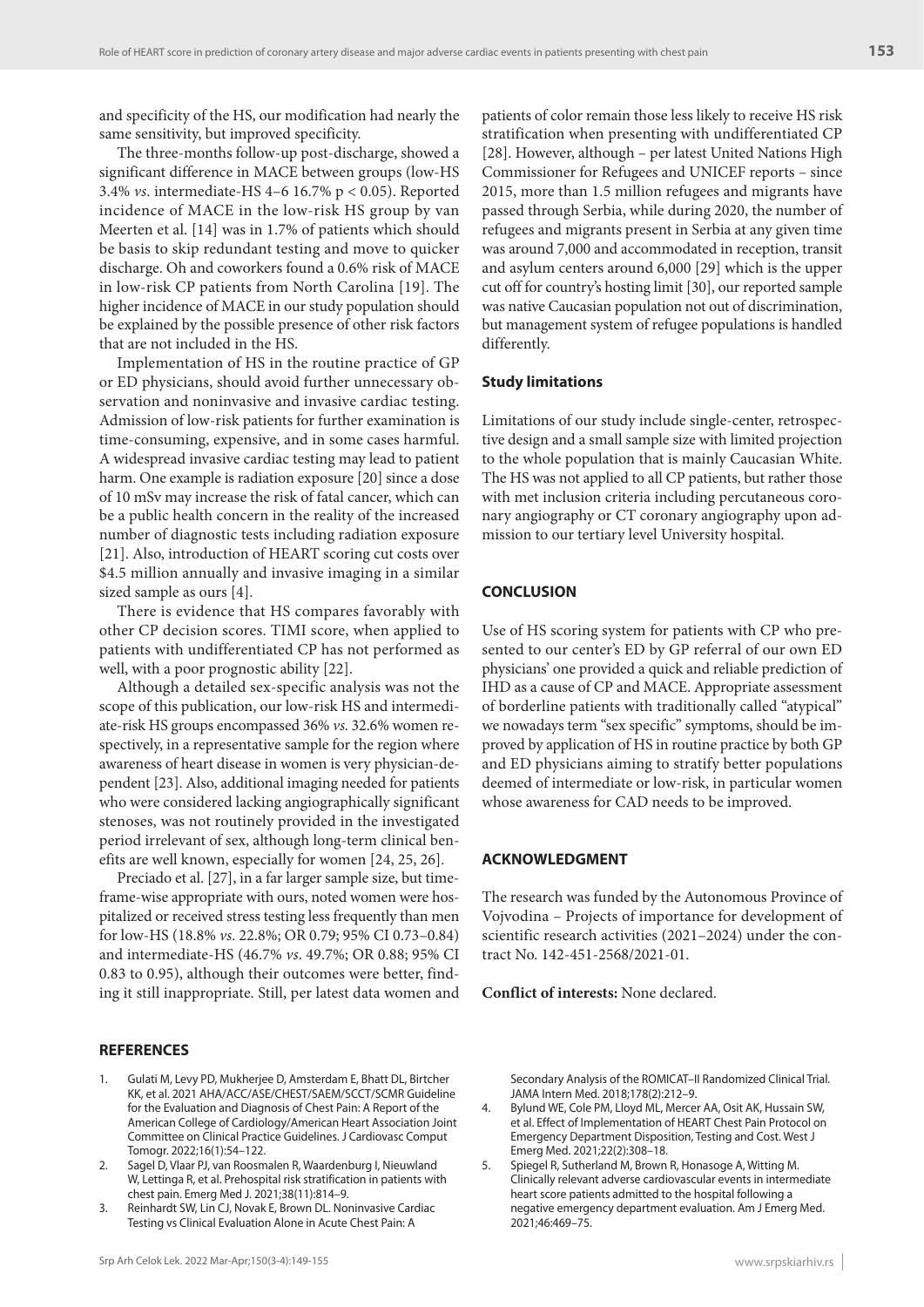and specificity of the HS, our modification had nearly the same sensitivity, but improved specificity.

The three-months follow-up post-discharge, showed a significant difference in MACE between groups (low-HS 3.4% *vs*. intermediate-HS 4–6 16.7% $p < 0.05$). Reported incidence of MACE in the low-risk HS group by van Meerten et al. [14] was in 1.7% of patients which should be basis to skip redundant testing and move to quicker discharge. Oh and coworkers found a 0.6% risk of MACE in low-risk CP patients from North Carolina [19]. The higher incidence of MACE in our study population should be explained by the possible presence of other risk factors that are not included in the HS.

Implementation of HS in the routine practice of GP or ED physicians, should avoid further unnecessary observation and noninvasive and invasive cardiac testing. Admission of low-risk patients for further examination is time-consuming, expensive, and in some cases harmful. A widespread invasive cardiac testing may lead to patient harm. One example is radiation exposure [20] since a dose of 10 mSv may increase the risk of fatal cancer, which can be a public health concern in the reality of the increased number of diagnostic tests including radiation exposure [21]. Also, introduction of HEART scoring cut costs over $4.5 million annually and invasive imaging in a similar sized sample as ours [4].

There is evidence that HS compares favorably with other CP decision scores. TIMI score, when applied to patients with undifferentiated CP has not performed as well, with a poor prognostic ability [22].

Although a detailed sex-specific analysis was not the scope of this publication, our low-risk HS and intermediate-risk HS groups encompassed 36% *vs*. 32.6% women respectively, in a representative sample for the region where awareness of heart disease in women is very physician-dependent [23]. Also, additional imaging needed for patients who were considered lacking angiographically significant stenoses, was not routinely provided in the investigated period irrelevant of sex, although long-term clinical benefits are well known, especially for women [24, 25, 26].

Preciado et al. [27], in a far larger sample size, but timeframe-wise appropriate with ours, noted women were hospitalized or received stress testing less frequently than men for low-HS (18.8% *vs*. 22.8%; OR 0.79; 95% CI 0.73–0.84) and intermediate-HS (46.7% *vs*. 49.7%; OR 0.88; 95% CI 0.83 to 0.95), although their outcomes were better, finding it still inappropriate. Still, per latest data women and patients of color remain those less likely to receive HS risk stratification when presenting with undifferentiated CP [28]. However, although – per latest United Nations High Commissioner for Refugees and UNICEF reports – since 2015, more than 1.5 million refugees and migrants have passed through Serbia, while during 2020, the number of refugees and migrants present in Serbia at any given time was around 7,000 and accommodated in reception, transit and asylum centers around 6,000 [29] which is the upper cut off for country's hosting limit [30], our reported sample was native Caucasian population not out of discrimination, but management system of refugee populations is handled differently.

### Study limitations

Limitations of our study include single-center, retrospective design and a small sample size with limited projection to the whole population that is mainly Caucasian White. The HS was not applied to all CP patients, but rather those with met inclusion criteria including percutaneous coronary angiography or CT coronary angiography upon admission to our tertiary level University hospital.

## CONCLUSION

Use of HS scoring system for patients with CP who presented to our center's ED by GP referral of our own ED physicians' one provided a quick and reliable prediction of IHD as a cause of CP and MACE. Appropriate assessment of borderline patients with traditionally called "atypical" we nowadays term "sex specific" symptoms, should be improved by application of HS in routine practice by both GP and ED physicians aiming to stratify better populations deemed of intermediate or low-risk, in particular women whose awareness for CAD needs to be improved.

## ACKNOWLEDGMENT

The research was funded by the Autonomous Province of Vojvodina – Projects of importance for development of scientific research activities (2021–2024) under the contract No. 142-451-2568/2021-01.

**Conflict of interests:** None declared.

## REFERENCES

1. Gulati M, Levy PD, Mukherjee D, Amsterdam E, Bhatt DL, Birtcher KK, et al. 2021 AHA/ACC/ASE/CHEST/SAEM/SCCT/SCMR Guideline for the Evaluation and Diagnosis of Chest Pain: A Report of the American College of Cardiology/American Heart Association Joint Committee on Clinical Practice Guidelines. J Cardiovasc Comput Tomogr. 2022;16(1):54–122.
2. Sagel D, Vlaar PJ, van Roosmalen R, Waardenburg I, Nieuwland W, Lettinga R, et al. Prehospital risk stratification in patients with chest pain. Emerg Med J. 2021;38(11):814–9.
3. Reinhardt SW, Lin CJ, Novak E, Brown DL. Noninvasive Cardiac Testing vs Clinical Evaluation Alone in Acute Chest Pain: A Secondary Analysis of the ROMICAT–II Randomized Clinical Trial. JAMA Intern Med. 2018;178(2):212–9.
4. Bylund WE, Cole PM, Lloyd ML, Mercer AA, Osit AK, Hussain SW, et al. Effect of Implementation of HEART Chest Pain Protocol on Emergency Department Disposition, Testing and Cost. West J Emerg Med. 2021;22(2):308–18.
5. Spiegel R, Sutherland M, Brown R, Honasoge A, Witting M. Clinically relevant adverse cardiovascular events in intermediate heart score patients admitted to the hospital following a negative emergency department evaluation. Am J Emerg Med. 2021;46:469–75.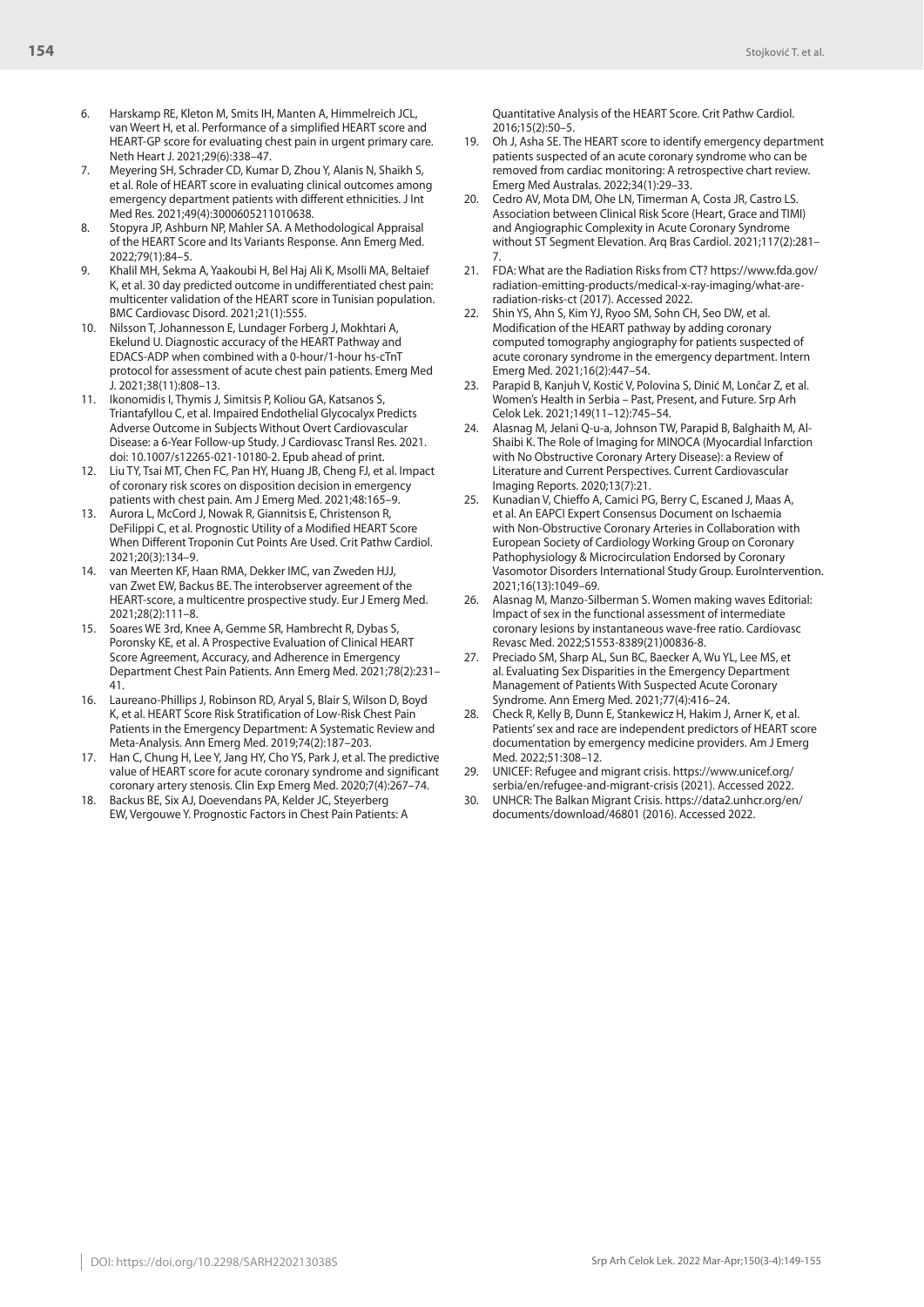6. Harskamp RE, Kleton M, Smits IH, Manten A, Himmelreich JCL, van Weert H, et al. Performance of a simplified HEART score and HEART-GP score for evaluating chest pain in urgent primary care. Neth Heart J. 2021;29(6):338–47.
7. Meyering SH, Schrader CD, Kumar D, Zhou Y, Alanis N, Shaikh S, et al. Role of HEART score in evaluating clinical outcomes among emergency department patients with different ethnicities. J Int Med Res. 2021;49(4):3000605211010638.
8. Stopyra JP, Ashburn NP, Mahler SA. A Methodological Appraisal of the HEART Score and Its Variants Response. Ann Emerg Med. 2022;79(1):84–5.
9. Khalil MH, Sekma A, Yaakoubi H, Bel Haj Ali K, Msolli MA, Beltaief K, et al. 30 day predicted outcome in undifferentiated chest pain: multicenter validation of the HEART score in Tunisian population. BMC Cardiovasc Disord. 2021;21(1):555.
10. Nilsson T, Johannesson E, Lundager Forberg J, Mokhtari A, Ekelund U. Diagnostic accuracy of the HEART Pathway and EDACS-ADP when combined with a 0-hour/1-hour hs-cTnT protocol for assessment of acute chest pain patients. Emerg Med J. 2021;38(11):808–13.
11. Ikonomidis I, Thymis J, Simitsis P, Koliou GA, Katsanos S, Triantafyllou C, et al. Impaired Endothelial Glycocalyx Predicts Adverse Outcome in Subjects Without Overt Cardiovascular Disease: a 6-Year Follow-up Study. J Cardiovasc Transl Res. 2021. doi: 10.1007/s12265-021-10180-2. Epub ahead of print.
12. Liu TY, Tsai MT, Chen FC, Pan HY, Huang JB, Cheng FJ, et al. Impact of coronary risk scores on disposition decision in emergency patients with chest pain. Am J Emerg Med. 2021;48:165–9.
13. Aurora L, McCord J, Nowak R, Giannitsis E, Christenson R, DeFilippi C, et al. Prognostic Utility of a Modified HEART Score When Different Troponin Cut Points Are Used. Crit Pathw Cardiol. 2021;20(3):134–9.
14. van Meerten KF, Haan RMA, Dekker IMC, van Zweden HJJ, van Zwet EW, Backus BE. The interobserver agreement of the HEART-score, a multicentre prospective study. Eur J Emerg Med. 2021;28(2):111–8.
15. Soares WE 3rd, Knee A, Gemme SR, Hambrecht R, Dybas S, Poronsky KE, et al. A Prospective Evaluation of Clinical HEART Score Agreement, Accuracy, and Adherence in Emergency Department Chest Pain Patients. Ann Emerg Med. 2021;78(2):231–41.
16. Laureano-Phillips J, Robinson RD, Aryal S, Blair S, Wilson D, Boyd K, et al. HEART Score Risk Stratification of Low-Risk Chest Pain Patients in the Emergency Department: A Systematic Review and Meta-Analysis. Ann Emerg Med. 2019;74(2):187–203.
17. Han C, Chung H, Lee Y, Jang HY, Cho YS, Park J, et al. The predictive value of HEART score for acute coronary syndrome and significant coronary artery stenosis. Clin Exp Emerg Med. 2020;7(4):267–74.
18. Backus BE, Six AJ, Doevendans PA, Kelder JC, Steyerberg EW, Vergouwe Y. Prognostic Factors in Chest Pain Patients: A Quantitative Analysis of the HEART Score. Crit Pathw Cardiol. 2016;15(2):50–5.
19. Oh J, Asha SE. The HEART score to identify emergency department patients suspected of an acute coronary syndrome who can be removed from cardiac monitoring: A retrospective chart review. Emerg Med Australas. 2022;34(1):29–33.
20. Cedro AV, Mota DM, Ohe LN, Timerman A, Costa JR, Castro LS. Association between Clinical Risk Score (Heart, Grace and TIMI) and Angiographic Complexity in Acute Coronary Syndrome without ST Segment Elevation. Arq Bras Cardiol. 2021;117(2):281–7.
21. FDA: What are the Radiation Risks from CT? https://www.fda.gov/radiation-emitting-products/medical-x-ray-imaging/what-are-radiation-risks-ct (2017). Accessed 2022.
22. Shin YS, Ahn S, Kim YJ, Ryoo SM, Sohn CH, Seo DW, et al. Modification of the HEART pathway by adding coronary computed tomography angiography for patients suspected of acute coronary syndrome in the emergency department. Intern Emerg Med. 2021;16(2):447–54.
23. Parapid B, Kanjuh V, Kostić V, Polovina S, Dinić M, Lončar Z, et al. Women's Health in Serbia – Past, Present, and Future. Srp Arh Celok Lek. 2021;149(11–12):745–54.
24. Alasnag M, Jelani Q-u-a, Johnson TW, Parapid B, Balghaith M, Al-Shaibi K. The Role of Imaging for MINOCA (Myocardial Infarction with No Obstructive Coronary Artery Disease): a Review of Literature and Current Perspectives. Current Cardiovascular Imaging Reports. 2020;13(7):21.
25. Kunadian V, Chieffo A, Camici PG, Berry C, Escaned J, Maas A, et al. An EAPCI Expert Consensus Document on Ischaemia with Non-Obstructive Coronary Arteries in Collaboration with European Society of Cardiology Working Group on Coronary Pathophysiology & Microcirculation Endorsed by Coronary Vasomotor Disorders International Study Group. EuroIntervention. 2021;16(13):1049–69.
26. Alasnag M, Manzo-Silberman S. Women making waves Editorial: Impact of sex in the functional assessment of intermediate coronary lesions by instantaneous wave-free ratio. Cardiovasc Revasc Med. 2022;S1553-8389(21)00836-8.
27. Preciado SM, Sharp AL, Sun BC, Baecker A, Wu YL, Lee MS, et al. Evaluating Sex Disparities in the Emergency Department Management of Patients With Suspected Acute Coronary Syndrome. Ann Emerg Med. 2021;77(4):416–24.
28. Check R, Kelly B, Dunn E, Stankewicz H, Hakim J, Arner K, et al. Patients' sex and race are independent predictors of HEART score documentation by emergency medicine providers. Am J Emerg Med. 2022;51:308–12.
29. UNICEF: Refugee and migrant crisis. https://www.unicef.org/serbia/en/refugee-and-migrant-crisis (2021). Accessed 2022.
30. UNHCR: The Balkan Migrant Crisis. https://data2.unhcr.org/en/documents/download/46801 (2016). Accessed 2022.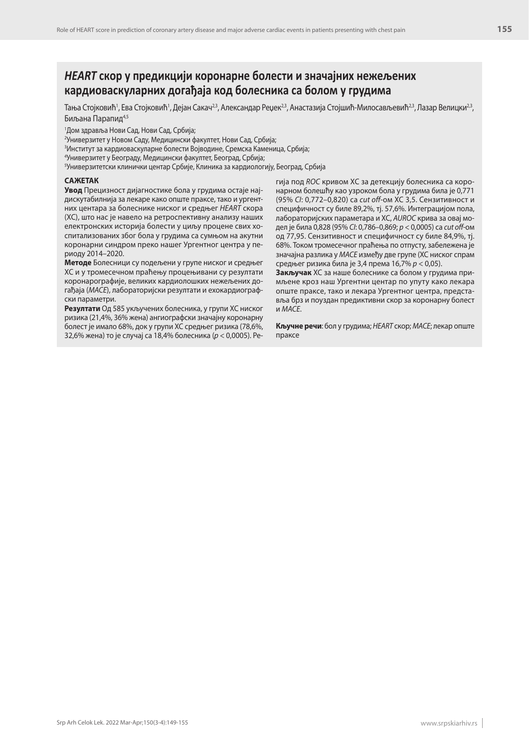# *HEART* скор у предикцији коронарне болести и значајних нежељених кардиоваскуларних догађаја код болесника са болом у грудима

Тања Стојковић[1], Ева Стојковић[1], Дејан Сакач[2,3], Александар Рецек[2,3], Анастазија Стојшић-Милосављевић[2,3], Лазар Велицки[2,3], Биљана Парапид[4,5]

[1]Дом здравља Нови Сад, Нови Сад, Србија;
[2]Универзитет у Новом Саду, Медицински факултет, Нови Сад, Србија;
[3]Институт за кардиоваскуларне болести Војводине, Сремска Каменица, Србија;
[4]Универзитет у Београду, Медицински факултет, Београд, Србија;
[5]Универзитетски клинички центар Србије, Клиника за кардиологију, Београд, Србија

## САЖЕТАК

**Увод** Прецизност дијагностике бола у грудима остаје најдискутабилнија за лекаре како опште праксе, тако и ургентних центара за болеснике ниског и средњег *HEART* скора (ХС), што нас је навело на ретроспективну анализу наших електронских историја болести у циљу процене свих хоспитализованих због бола у грудима са сумњом на акутни коронарни синдром преко нашег Ургентног центра у периоду 2014–2020.

**Методе** Болесници су подељени у групе ниског и средњег ХС и у тромесечном праћењу процењивани су резултати коронарографије, великих кардиолошких нежељених догађаја (*MACE*), лабораторијски резултати и ехокардиографски параметри.

**Резултати** Од 585 укључених болесника, у групи ХС ниског ризика (21,4%, 36% жена) ангиографски значајну коронарну болест је имало 68%, док у групи ХС средњег ризика (78,6%, 32,6% жена) то је случај са 18,4% болесника ($p < 0,0005$). Регија под *ROC* кривом ХС за детекцију болесника са коронарном болешћу као узроком бола у грудима била је 0,771 (95% *CI*: 0,772–0,820) са *cut off*-ом ХС 3,5. Сензитивност и специфичност су биле 89,2%, тј. 57,6%. Интеграцијом пола, лабораторијских параметара и ХС, *AUROC* крива за овај модел је била 0,828 (95% *CI*: 0,786–0,869; $p < 0,0005$) са *cut off*-ом од 77,95. Сензитивност и специфичност су биле 84,9%, тј. 68%. Током тромесечног праћења по отпусту, забележена је значајна разлика у *MACE* између две групе (ХС ниског спрам средњег ризика била је 3,4 према 16,7% $p < 0,05$).

**Закључак** ХС за наше болеснике са болом у грудима примљене кроз наш Ургентни центар по упуту како лекара опште праксе, тако и лекара Ургентног центра, представља брз и поуздан предиктивни скор за коронарну болест и *MACE*.

**Кључне речи**: бол у грудима; *HEART* скор; *MACE*; лекар опште праксе